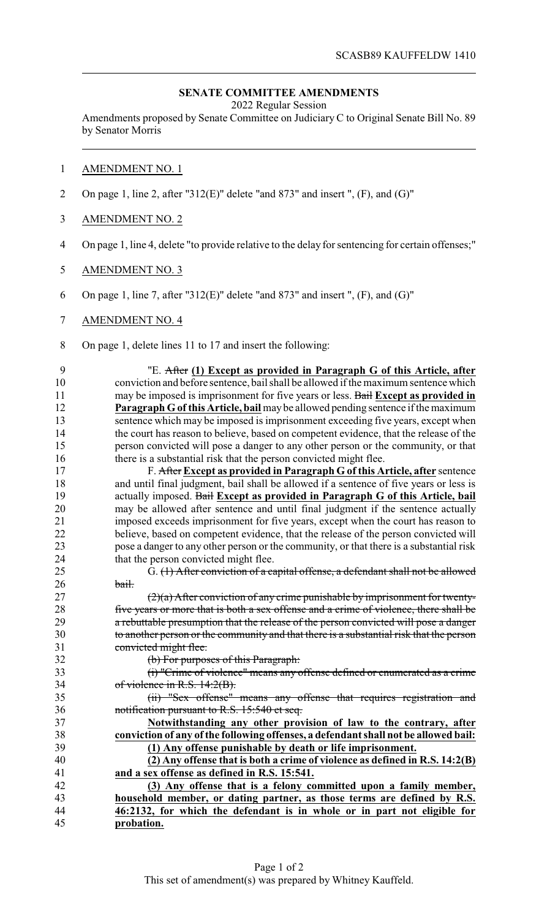# SENATE COMMITTEE AMENDMENTS

2022 Regular Session

Amendments proposed by Senate Committee on Judiciary C to Original Senate Bill No. 89 by Senator Morris

AMENDMENT NO. 1

On page 1, line 2, after "312(E)" delete "and 873" and insert ", (F), and (G)"

AMENDMENT NO. 2

On page 1, line 4, delete "to provide relative to the delay for sentencing for certain offenses;"

AMENDMENT NO. 3

On page 1, line 7, after "312(E)" delete "and 873" and insert ", (F), and (G)"

AMENDMENT NO. 4

On page 1, delete lines 11 to 17 and insert the following:

"E. ~~After~~ **(1) Except as provided in Paragraph G of this Article, after** conviction and before sentence, bail shall be allowed if the maximum sentence which may be imposed is imprisonment for five years or less. ~~Bail~~ **Except as provided in Paragraph G of this Article, bail** may be allowed pending sentence if the maximum sentence which may be imposed is imprisonment exceeding five years, except when the court has reason to believe, based on competent evidence, that the release of the person convicted will pose a danger to any other person or the community, or that there is a substantial risk that the person convicted might flee.

F. ~~After~~ **Except as provided in Paragraph G of this Article, after** sentence and until final judgment, bail shall be allowed if a sentence of five years or less is actually imposed. ~~Bail~~ **Except as provided in Paragraph G of this Article, bail** may be allowed after sentence and until final judgment if the sentence actually imposed exceeds imprisonment for five years, except when the court has reason to believe, based on competent evidence, that the release of the person convicted will pose a danger to any other person or the community, or that there is a substantial risk that the person convicted might flee.

G. ~~(1) After conviction of a capital offense, a defendant shall not be allowed bail.~~

~~(2)(a) After conviction of any crime punishable by imprisonment for twenty-five years or more that is both a sex offense and a crime of violence, there shall be a rebuttable presumption that the release of the person convicted will pose a danger to another person or the community and that there is a substantial risk that the person convicted might flee.~~

~~(b) For purposes of this Paragraph:~~

~~(i) "Crime of violence" means any offense defined or enumerated as a crime of violence in R.S. 14:2(B).~~

~~(ii) "Sex offense" means any offense that requires registration and notification pursuant to R.S. 15:540 et seq.~~

**Notwithstanding any other provision of law to the contrary, after conviction of any of the following offenses, a defendant shall not be allowed bail:**

**(1) Any offense punishable by death or life imprisonment.**

**(2) Any offense that is both a crime of violence as defined in R.S. 14:2(B) and a sex offense as defined in R.S. 15:541.**

**(3) Any offense that is a felony committed upon a family member, household member, or dating partner, as those terms are defined by R.S. 46:2132, for which the defendant is in whole or in part not eligible for probation.**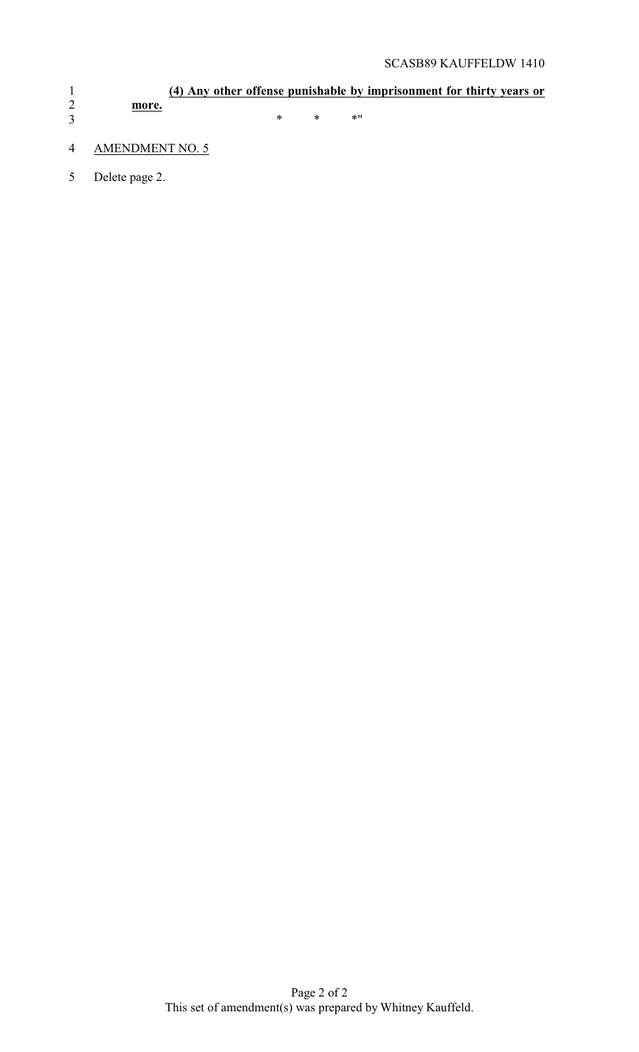**<u>(4) Any other offense punishable by imprisonment for thirty years or more.</u>**

\* \* \*"

<u>AMENDMENT NO. 5</u>

Delete page 2.

This set of amendment(s) was prepared by Whitney Kauffeld.